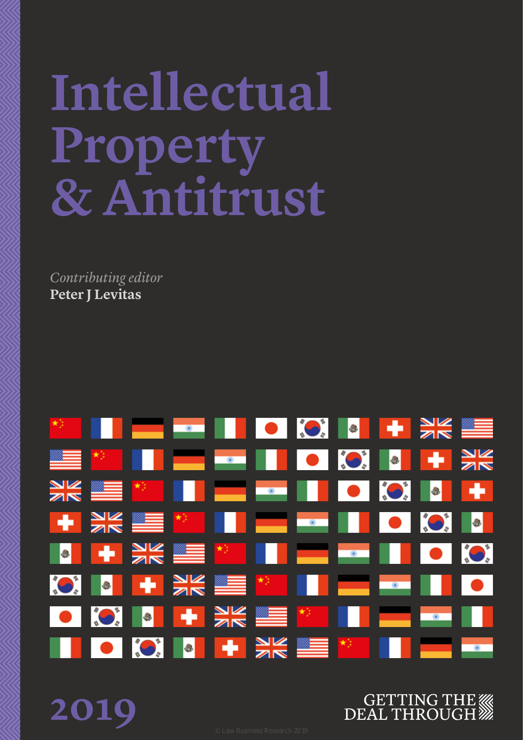# Intellectual Property & Antitrust

*Contributing editor*

**Peter J Levitas**

2019

GETTING THE DEAL THROUGH

© Law Business Research 2019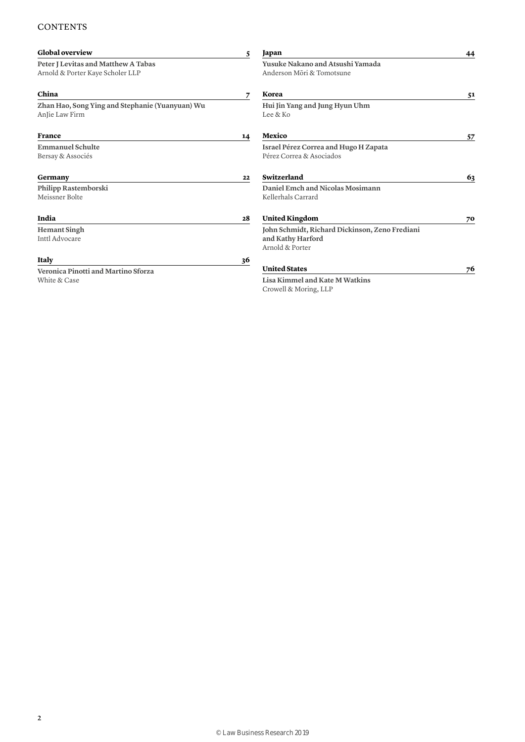# CONTENTS

**Global overview** 5

**Peter J Levitas and Matthew A Tabas**
Arnold & Porter Kaye Scholer LLP

**China** 7

**Zhan Hao, Song Ying and Stephanie (Yuanyuan) Wu**
AnJie Law Firm

**France** 14

**Emmanuel Schulte**
Bersay & Associés

**Germany** 22

**Philipp Rastemborski**
Meissner Bolte

**India** 28

**Hemant Singh**
Inttl Advocare

**Italy** 36

**Veronica Pinotti and Martino Sforza**
White & Case

**Japan** 44

**Yusuke Nakano and Atsushi Yamada**
Anderson Mōri & Tomotsune

**Korea** 51

**Hui Jin Yang and Jung Hyun Uhm**
Lee & Ko

**Mexico** 57

**Israel Pérez Correa and Hugo H Zapata**
Pérez Correa & Asociados

**Switzerland** 63

**Daniel Emch and Nicolas Mosimann**
Kellerhals Carrard

**United Kingdom** 70

**John Schmidt, Richard Dickinson, Zeno Frediani and Kathy Harford**
Arnold & Porter

**United States** 76

**Lisa Kimmel and Kate M Watkins**
Crowell & Moring, LLP

© Law Business Research 2019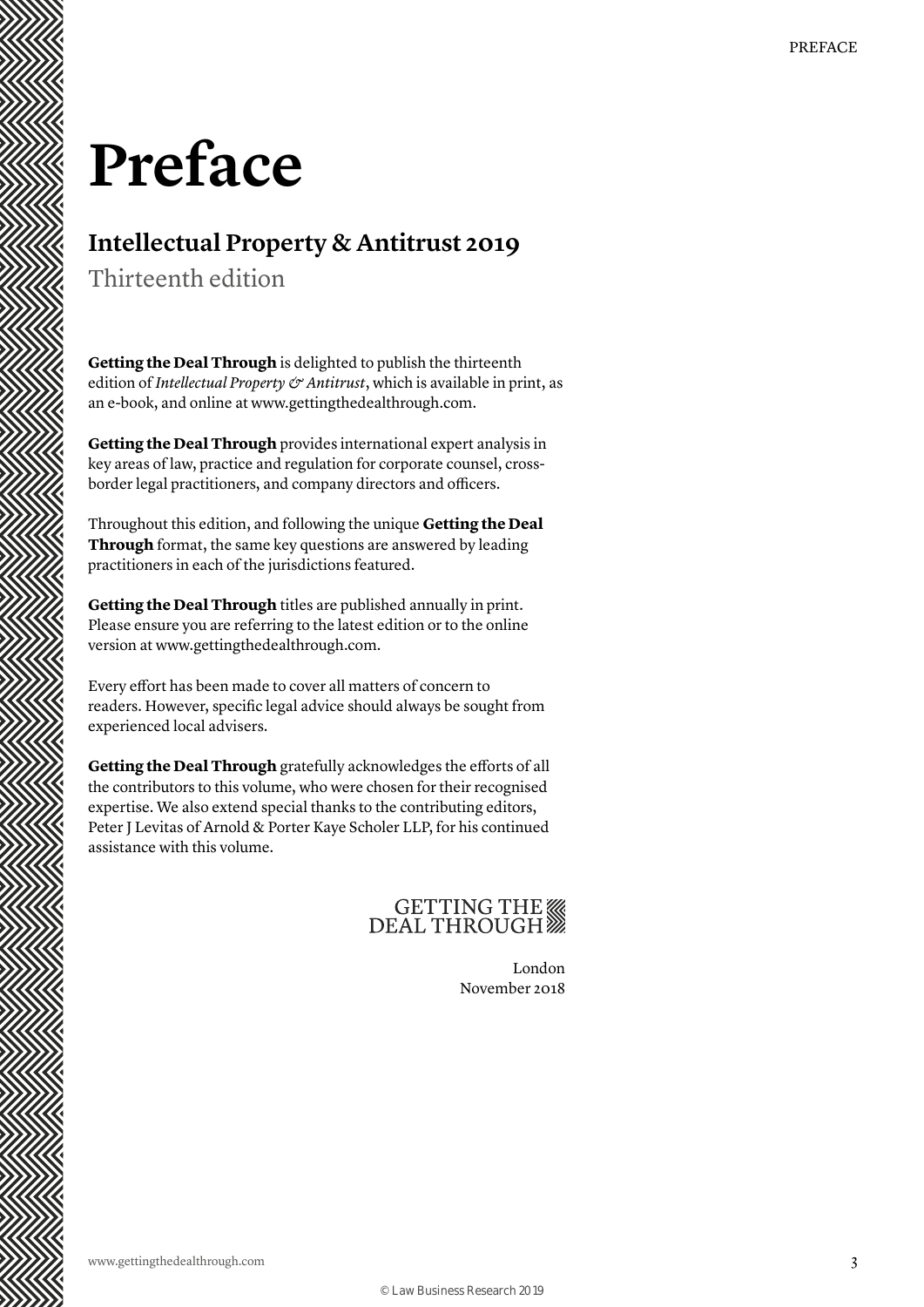# Preface

## Intellectual Property & Antitrust 2019

Thirteenth edition

**Getting the Deal Through** is delighted to publish the thirteenth edition of *Intellectual Property & Antitrust*, which is available in print, as an e-book, and online at www.gettingthedealthrough.com.

**Getting the Deal Through** provides international expert analysis in key areas of law, practice and regulation for corporate counsel, cross-border legal practitioners, and company directors and officers.

Throughout this edition, and following the unique **Getting the Deal Through** format, the same key questions are answered by leading practitioners in each of the jurisdictions featured.

**Getting the Deal Through** titles are published annually in print. Please ensure you are referring to the latest edition or to the online version at www.gettingthedealthrough.com.

Every effort has been made to cover all matters of concern to readers. However, specific legal advice should always be sought from experienced local advisers.

**Getting the Deal Through** gratefully acknowledges the efforts of all the contributors to this volume, who were chosen for their recognised expertise. We also extend special thanks to the contributing editors, Peter J Levitas of Arnold & Porter Kaye Scholer LLP, for his continued assistance with this volume.

GETTING THE DEAL THROUGH

London
November 2018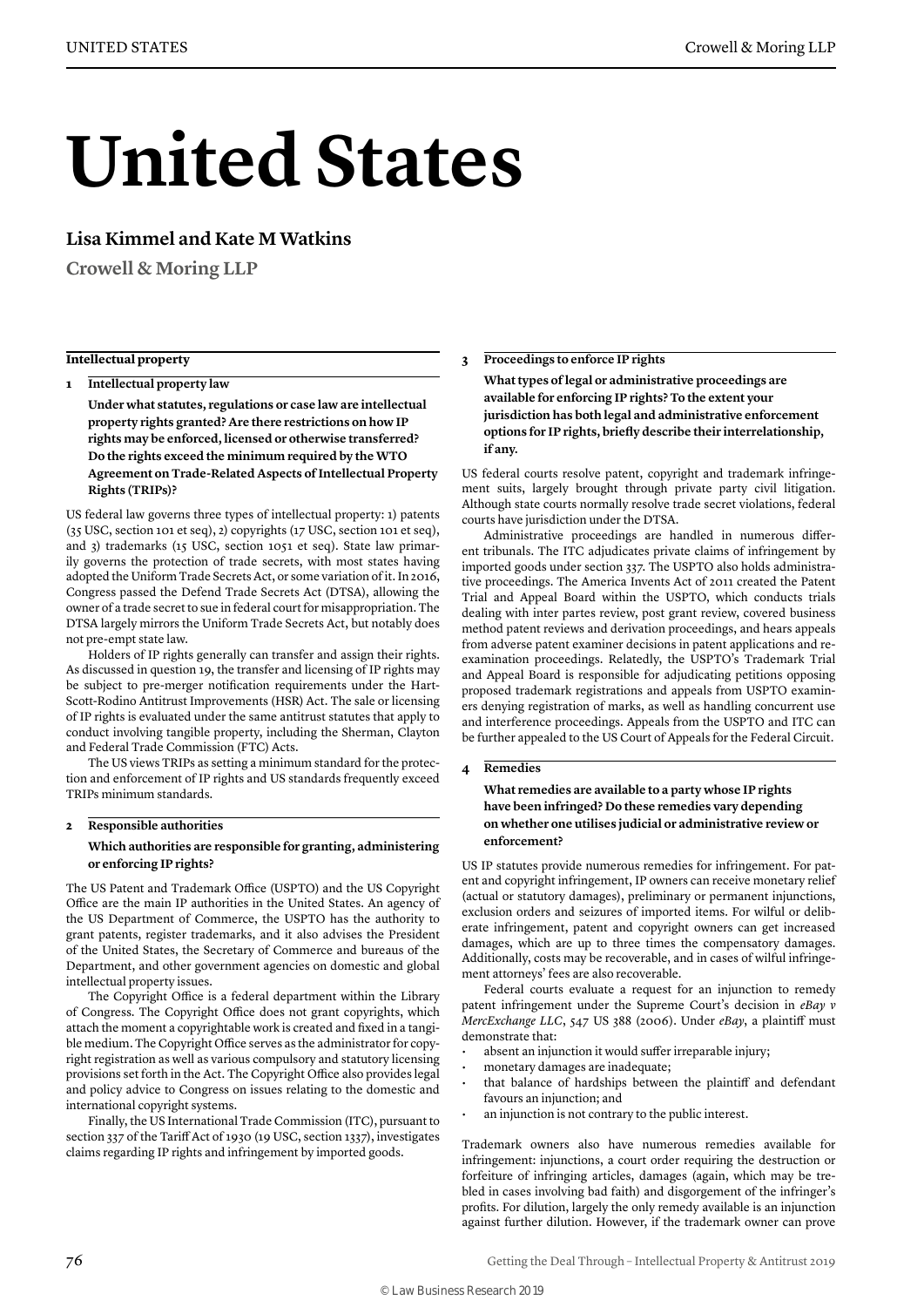# United States

## Lisa Kimmel and Kate M Watkins

**Crowell & Moring LLP**

### Intellectual property

#### 1 Intellectual property law

**Under what statutes, regulations or case law are intellectual property rights granted? Are there restrictions on how IP rights may be enforced, licensed or otherwise transferred? Do the rights exceed the minimum required by the WTO Agreement on Trade-Related Aspects of Intellectual Property Rights (TRIPs)?**

US federal law governs three types of intellectual property: 1) patents (35 USC, section 101 et seq), 2) copyrights (17 USC, section 101 et seq), and 3) trademarks (15 USC, section 1051 et seq). State law primarily governs the protection of trade secrets, with most states having adopted the Uniform Trade Secrets Act, or some variation of it. In 2016, Congress passed the Defend Trade Secrets Act (DTSA), allowing the owner of a trade secret to sue in federal court for misappropriation. The DTSA largely mirrors the Uniform Trade Secrets Act, but notably does not pre-empt state law.

Holders of IP rights generally can transfer and assign their rights. As discussed in question 19, the transfer and licensing of IP rights may be subject to pre-merger notification requirements under the Hart-Scott-Rodino Antitrust Improvements (HSR) Act. The sale or licensing of IP rights is evaluated under the same antitrust statutes that apply to conduct involving tangible property, including the Sherman, Clayton and Federal Trade Commission (FTC) Acts.

The US views TRIPs as setting a minimum standard for the protection and enforcement of IP rights and US standards frequently exceed TRIPs minimum standards.

#### 2 Responsible authorities

**Which authorities are responsible for granting, administering or enforcing IP rights?**

The US Patent and Trademark Office (USPTO) and the US Copyright Office are the main IP authorities in the United States. An agency of the US Department of Commerce, the USPTO has the authority to grant patents, register trademarks, and it also advises the President of the United States, the Secretary of Commerce and bureaus of the Department, and other government agencies on domestic and global intellectual property issues.

The Copyright Office is a federal department within the Library of Congress. The Copyright Office does not grant copyrights, which attach the moment a copyrightable work is created and fixed in a tangible medium. The Copyright Office serves as the administrator for copyright registration as well as various compulsory and statutory licensing provisions set forth in the Act. The Copyright Office also provides legal and policy advice to Congress on issues relating to the domestic and international copyright systems.

Finally, the US International Trade Commission (ITC), pursuant to section 337 of the Tariff Act of 1930 (19 USC, section 1337), investigates claims regarding IP rights and infringement by imported goods.

#### 3 Proceedings to enforce IP rights

**What types of legal or administrative proceedings are available for enforcing IP rights? To the extent your jurisdiction has both legal and administrative enforcement options for IP rights, briefly describe their interrelationship, if any.**

US federal courts resolve patent, copyright and trademark infringement suits, largely brought through private party civil litigation. Although state courts normally resolve trade secret violations, federal courts have jurisdiction under the DTSA.

Administrative proceedings are handled in numerous different tribunals. The ITC adjudicates private claims of infringement by imported goods under section 337. The USPTO also holds administrative proceedings. The America Invents Act of 2011 created the Patent Trial and Appeal Board within the USPTO, which conducts trials dealing with inter partes review, post grant review, covered business method patent reviews and derivation proceedings, and hears appeals from adverse patent examiner decisions in patent applications and re-examination proceedings. Relatedly, the USPTO's Trademark Trial and Appeal Board is responsible for adjudicating petitions opposing proposed trademark registrations and appeals from USPTO examiners denying registration of marks, as well as handling concurrent use and interference proceedings. Appeals from the USPTO and ITC can be further appealed to the US Court of Appeals for the Federal Circuit.

#### 4 Remedies

**What remedies are available to a party whose IP rights have been infringed? Do these remedies vary depending on whether one utilises judicial or administrative review or enforcement?**

US IP statutes provide numerous remedies for infringement. For patent and copyright infringement, IP owners can receive monetary relief (actual or statutory damages), preliminary or permanent injunctions, exclusion orders and seizures of imported items. For wilful or deliberate infringement, patent and copyright owners can get increased damages, which are up to three times the compensatory damages. Additionally, costs may be recoverable, and in cases of wilful infringement attorneys' fees are also recoverable.

Federal courts evaluate a request for an injunction to remedy patent infringement under the Supreme Court's decision in *eBay v MercExchange LLC*, 547 US 388 (2006). Under *eBay*, a plaintiff must demonstrate that:

- absent an injunction it would suffer irreparable injury;
- monetary damages are inadequate;
- that balance of hardships between the plaintiff and defendant favours an injunction; and
- an injunction is not contrary to the public interest.

Trademark owners also have numerous remedies available for infringement: injunctions, a court order requiring the destruction or forfeiture of infringing articles, damages (again, which may be trebled in cases involving bad faith) and disgorgement of the infringer's profits. For dilution, largely the only remedy available is an injunction against further dilution. However, if the trademark owner can prove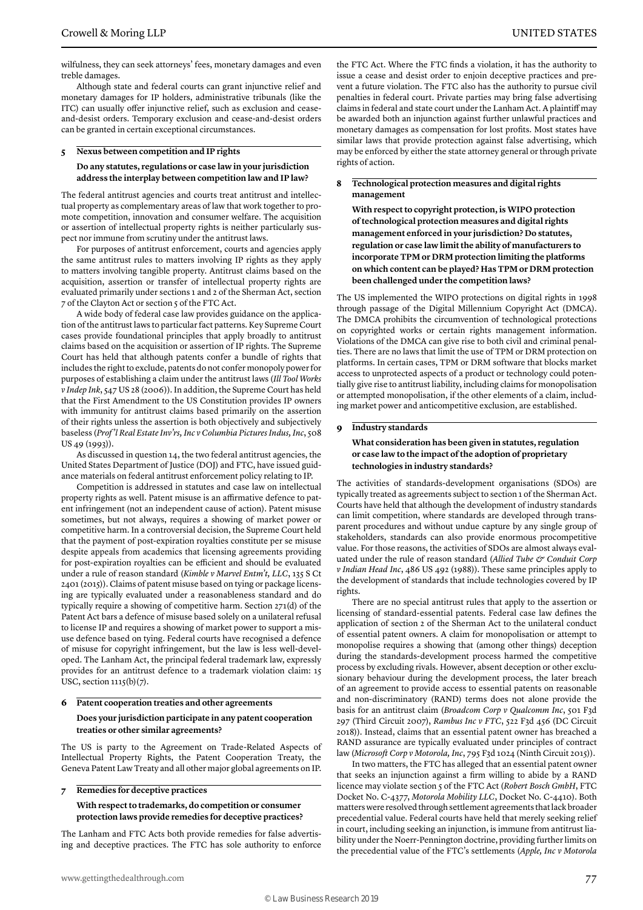wilfulness, they can seek attorneys' fees, monetary damages and even treble damages.

Although state and federal courts can grant injunctive relief and monetary damages for IP holders, administrative tribunals (like the ITC) can usually offer injunctive relief, such as exclusion and cease-and-desist orders. Temporary exclusion and cease-and-desist orders can be granted in certain exceptional circumstances.

## 5 Nexus between competition and IP rights

**Do any statutes, regulations or case law in your jurisdiction address the interplay between competition law and IP law?**

The federal antitrust agencies and courts treat antitrust and intellectual property as complementary areas of law that work together to promote competition, innovation and consumer welfare. The acquisition or assertion of intellectual property rights is neither particularly suspect nor immune from scrutiny under the antitrust laws.

For purposes of antitrust enforcement, courts and agencies apply the same antitrust rules to matters involving IP rights as they apply to matters involving tangible property. Antitrust claims based on the acquisition, assertion or transfer of intellectual property rights are evaluated primarily under sections 1 and 2 of the Sherman Act, section 7 of the Clayton Act or section 5 of the FTC Act.

A wide body of federal case law provides guidance on the application of the antitrust laws to particular fact patterns. Key Supreme Court cases provide foundational principles that apply broadly to antitrust claims based on the acquisition or assertion of IP rights. The Supreme Court has held that although patents confer a bundle of rights that includes the right to exclude, patents do not confer monopoly power for purposes of establishing a claim under the antitrust laws (*Ill Tool Works v Indep Ink*, 547 US 28 (2006)). In addition, the Supreme Court has held that the First Amendment to the US Constitution provides IP owners with immunity for antitrust claims based primarily on the assertion of their rights unless the assertion is both objectively and subjectively baseless (*Prof'l Real Estate Inv'rs, Inc v Columbia Pictures Indus, Inc*, 508 US 49 (1993)).

As discussed in question 14, the two federal antitrust agencies, the United States Department of Justice (DOJ) and FTC, have issued guidance materials on federal antitrust enforcement policy relating to IP.

Competition is addressed in statutes and case law on intellectual property rights as well. Patent misuse is an affirmative defence to patent infringement (not an independent cause of action). Patent misuse sometimes, but not always, requires a showing of market power or competitive harm. In a controversial decision, the Supreme Court held that the payment of post-expiration royalties constitute per se misuse despite appeals from academics that licensing agreements providing for post-expiration royalties can be efficient and should be evaluated under a rule of reason standard (*Kimble v Marvel Entm't, LLC*, 135 S Ct 2401 (2015)). Claims of patent misuse based on tying or package licensing are typically evaluated under a reasonableness standard and do typically require a showing of competitive harm. Section 271(d) of the Patent Act bars a defence of misuse based solely on a unilateral refusal to license IP and requires a showing of market power to support a misuse defence based on tying. Federal courts have recognised a defence of misuse for copyright infringement, but the law is less well-developed. The Lanham Act, the principal federal trademark law, expressly provides for an antitrust defence to a trademark violation claim: 15 USC, section 1115(b)(7).

## 6 Patent cooperation treaties and other agreements

**Does your jurisdiction participate in any patent cooperation treaties or other similar agreements?**

The US is party to the Agreement on Trade-Related Aspects of Intellectual Property Rights, the Patent Cooperation Treaty, the Geneva Patent Law Treaty and all other major global agreements on IP.

## 7 Remedies for deceptive practices

**With respect to trademarks, do competition or consumer protection laws provide remedies for deceptive practices?**

The Lanham and FTC Acts both provide remedies for false advertising and deceptive practices. The FTC has sole authority to enforce the FTC Act. Where the FTC finds a violation, it has the authority to issue a cease and desist order to enjoin deceptive practices and prevent a future violation. The FTC also has the authority to pursue civil penalties in federal court. Private parties may bring false advertising claims in federal and state court under the Lanham Act. A plaintiff may be awarded both an injunction against further unlawful practices and monetary damages as compensation for lost profits. Most states have similar laws that provide protection against false advertising, which may be enforced by either the state attorney general or through private rights of action.

## 8 Technological protection measures and digital rights management

**With respect to copyright protection, is WIPO protection of technological protection measures and digital rights management enforced in your jurisdiction? Do statutes, regulation or case law limit the ability of manufacturers to incorporate TPM or DRM protection limiting the platforms on which content can be played? Has TPM or DRM protection been challenged under the competition laws?**

The US implemented the WIPO protections on digital rights in 1998 through passage of the Digital Millennium Copyright Act (DMCA). The DMCA prohibits the circumvention of technological protections on copyrighted works or certain rights management information. Violations of the DMCA can give rise to both civil and criminal penalties. There are no laws that limit the use of TPM or DRM protection on platforms. In certain cases, TPM or DRM software that blocks market access to unprotected aspects of a product or technology could potentially give rise to antitrust liability, including claims for monopolisation or attempted monopolisation, if the other elements of a claim, including market power and anticompetitive exclusion, are established.

## 9 Industry standards

**What consideration has been given in statutes, regulation or case law to the impact of the adoption of proprietary technologies in industry standards?**

The activities of standards-development organisations (SDOs) are typically treated as agreements subject to section 1 of the Sherman Act. Courts have held that although the development of industry standards can limit competition, where standards are developed through transparent procedures and without undue capture by any single group of stakeholders, standards can also provide enormous procompetitive value. For those reasons, the activities of SDOs are almost always evaluated under the rule of reason standard (*Allied Tube & Conduit Corp v Indian Head Inc*, 486 US 492 (1988)). These same principles apply to the development of standards that include technologies covered by IP rights.

There are no special antitrust rules that apply to the assertion or licensing of standard-essential patents. Federal case law defines the application of section 2 of the Sherman Act to the unilateral conduct of essential patent owners. A claim for monopolisation or attempt to monopolise requires a showing that (among other things) deception during the standards-development process harmed the competitive process by excluding rivals. However, absent deception or other exclusionary behaviour during the development process, the later breach of an agreement to provide access to essential patents on reasonable and non-discriminatory (RAND) terms does not alone provide the basis for an antitrust claim (*Broadcom Corp v Qualcomm Inc*, 501 F3d 297 (Third Circuit 2007), *Rambus Inc v FTC*, 522 F3d 456 (DC Circuit 2018)). Instead, claims that an essential patent owner has breached a RAND assurance are typically evaluated under principles of contract law (*Microsoft Corp v Motorola, Inc*, 795 F3d 1024 (Ninth Circuit 2015)).

In two matters, the FTC has alleged that an essential patent owner that seeks an injunction against a firm willing to abide by a RAND licence may violate section 5 of the FTC Act (*Robert Bosch GmbH*, FTC Docket No. C-4377, *Motorola Mobility LLC*, Docket No. C-4410). Both matters were resolved through settlement agreements that lack broader precedential value. Federal courts have held that merely seeking relief in court, including seeking an injunction, is immune from antitrust liability under the Noerr-Pennington doctrine, providing further limits on the precedential value of the FTC's settlements (*Apple, Inc v Motorola*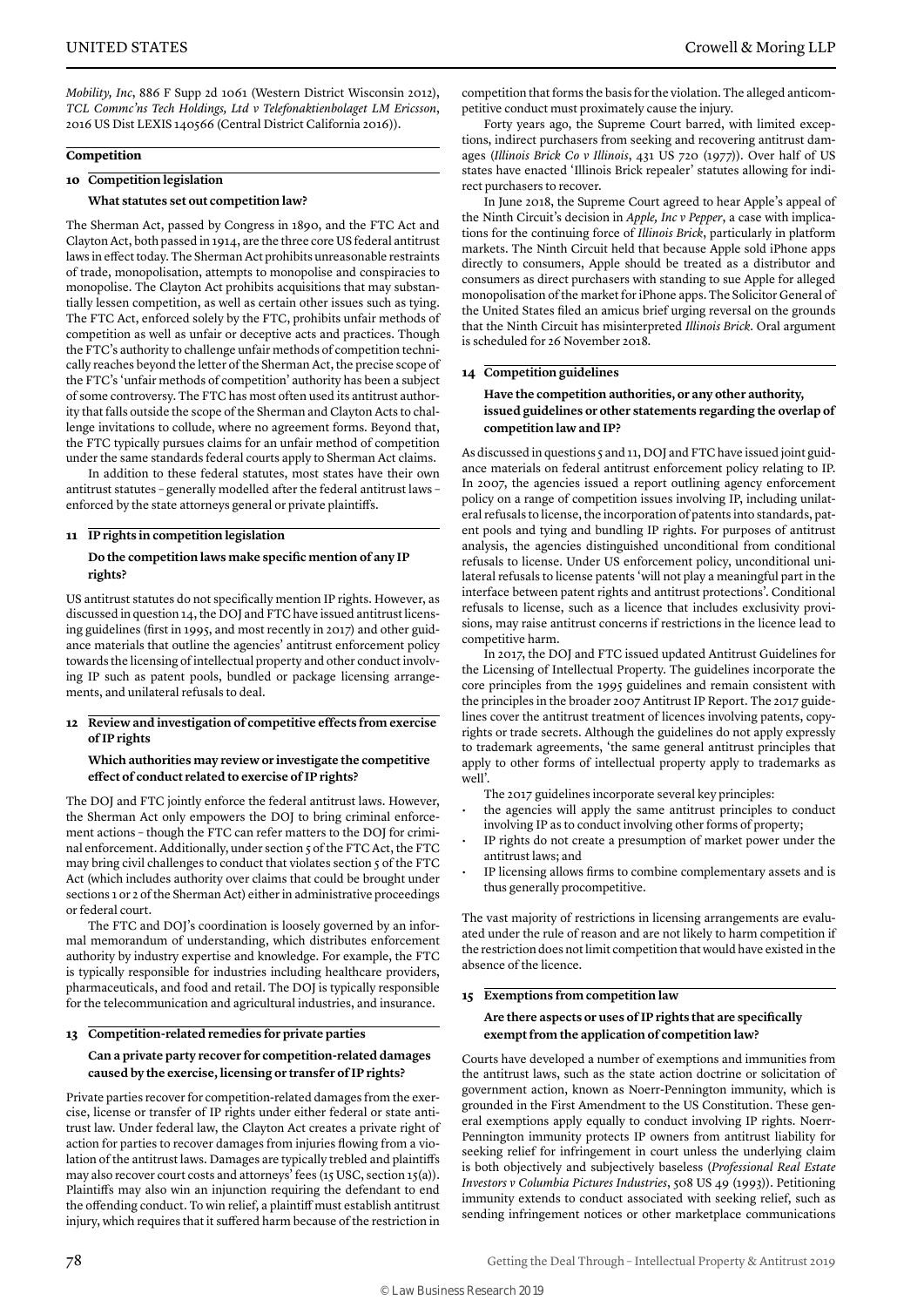*Mobility, Inc*, 886 F Supp 2d 1061 (Western District Wisconsin 2012), *TCL Commc'ns Tech Holdings, Ltd v Telefonaktienbolaget LM Ericsson*, 2016 US Dist LEXIS 140566 (Central District California 2016)).

## Competition

### 10 Competition legislation

**What statutes set out competition law?**

The Sherman Act, passed by Congress in 1890, and the FTC Act and Clayton Act, both passed in 1914, are the three core US federal antitrust laws in effect today. The Sherman Act prohibits unreasonable restraints of trade, monopolisation, attempts to monopolise and conspiracies to monopolise. The Clayton Act prohibits acquisitions that may substantially lessen competition, as well as certain other issues such as tying. The FTC Act, enforced solely by the FTC, prohibits unfair methods of competition as well as unfair or deceptive acts and practices. Though the FTC's authority to challenge unfair methods of competition technically reaches beyond the letter of the Sherman Act, the precise scope of the FTC's 'unfair methods of competition' authority has been a subject of some controversy. The FTC has most often used its antitrust authority that falls outside the scope of the Sherman and Clayton Acts to challenge invitations to collude, where no agreement forms. Beyond that, the FTC typically pursues claims for an unfair method of competition under the same standards federal courts apply to Sherman Act claims.

In addition to these federal statutes, most states have their own antitrust statutes – generally modelled after the federal antitrust laws – enforced by the state attorneys general or private plaintiffs.

### 11 IP rights in competition legislation

**Do the competition laws make specific mention of any IP rights?**

US antitrust statutes do not specifically mention IP rights. However, as discussed in question 14, the DOJ and FTC have issued antitrust licensing guidelines (first in 1995, and most recently in 2017) and other guidance materials that outline the agencies' antitrust enforcement policy towards the licensing of intellectual property and other conduct involving IP such as patent pools, bundled or package licensing arrangements, and unilateral refusals to deal.

### 12 Review and investigation of competitive effects from exercise of IP rights

**Which authorities may review or investigate the competitive effect of conduct related to exercise of IP rights?**

The DOJ and FTC jointly enforce the federal antitrust laws. However, the Sherman Act only empowers the DOJ to bring criminal enforcement actions – though the FTC can refer matters to the DOJ for criminal enforcement. Additionally, under section 5 of the FTC Act, the FTC may bring civil challenges to conduct that violates section 5 of the FTC Act (which includes authority over claims that could be brought under sections 1 or 2 of the Sherman Act) either in administrative proceedings or federal court.

The FTC and DOJ's coordination is loosely governed by an informal memorandum of understanding, which distributes enforcement authority by industry expertise and knowledge. For example, the FTC is typically responsible for industries including healthcare providers, pharmaceuticals, and food and retail. The DOJ is typically responsible for the telecommunication and agricultural industries, and insurance.

### 13 Competition-related remedies for private parties

**Can a private party recover for competition-related damages caused by the exercise, licensing or transfer of IP rights?**

Private parties recover for competition-related damages from the exercise, license or transfer of IP rights under either federal or state antitrust law. Under federal law, the Clayton Act creates a private right of action for parties to recover damages from injuries flowing from a violation of the antitrust laws. Damages are typically trebled and plaintiffs may also recover court costs and attorneys' fees (15 USC, section 15(a)). Plaintiffs may also win an injunction requiring the defendant to end the offending conduct. To win relief, a plaintiff must establish antitrust injury, which requires that it suffered harm because of the restriction in competition that forms the basis for the violation. The alleged anticompetitive conduct must proximately cause the injury.

Forty years ago, the Supreme Court barred, with limited exceptions, indirect purchasers from seeking and recovering antitrust damages (*Illinois Brick Co v Illinois*, 431 US 720 (1977)). Over half of US states have enacted 'Illinois Brick repealer' statutes allowing for indirect purchasers to recover.

In June 2018, the Supreme Court agreed to hear Apple's appeal of the Ninth Circuit's decision in *Apple, Inc v Pepper*, a case with implications for the continuing force of *Illinois Brick*, particularly in platform markets. The Ninth Circuit held that because Apple sold iPhone apps directly to consumers, Apple should be treated as a distributor and consumers as direct purchasers with standing to sue Apple for alleged monopolisation of the market for iPhone apps. The Solicitor General of the United States filed an amicus brief urging reversal on the grounds that the Ninth Circuit has misinterpreted *Illinois Brick*. Oral argument is scheduled for 26 November 2018.

### 14 Competition guidelines

**Have the competition authorities, or any other authority, issued guidelines or other statements regarding the overlap of competition law and IP?**

As discussed in questions 5 and 11, DOJ and FTC have issued joint guidance materials on federal antitrust enforcement policy relating to IP. In 2007, the agencies issued a report outlining agency enforcement policy on a range of competition issues involving IP, including unilateral refusals to license, the incorporation of patents into standards, patent pools and tying and bundling IP rights. For purposes of antitrust analysis, the agencies distinguished unconditional from conditional refusals to license. Under US enforcement policy, unconditional unilateral refusals to license patents 'will not play a meaningful part in the interface between patent rights and antitrust protections'. Conditional refusals to license, such as a licence that includes exclusivity provisions, may raise antitrust concerns if restrictions in the licence lead to competitive harm.

In 2017, the DOJ and FTC issued updated Antitrust Guidelines for the Licensing of Intellectual Property. The guidelines incorporate the core principles from the 1995 guidelines and remain consistent with the principles in the broader 2007 Antitrust IP Report. The 2017 guidelines cover the antitrust treatment of licences involving patents, copyrights or trade secrets. Although the guidelines do not apply expressly to trademark agreements, 'the same general antitrust principles that apply to other forms of intellectual property apply to trademarks as well'.

The 2017 guidelines incorporate several key principles:

- the agencies will apply the same antitrust principles to conduct involving IP as to conduct involving other forms of property;
- IP rights do not create a presumption of market power under the antitrust laws; and
- IP licensing allows firms to combine complementary assets and is thus generally procompetitive.

The vast majority of restrictions in licensing arrangements are evaluated under the rule of reason and are not likely to harm competition if the restriction does not limit competition that would have existed in the absence of the licence.

### 15 Exemptions from competition law

**Are there aspects or uses of IP rights that are specifically exempt from the application of competition law?**

Courts have developed a number of exemptions and immunities from the antitrust laws, such as the state action doctrine or solicitation of government action, known as Noerr-Pennington immunity, which is grounded in the First Amendment to the US Constitution. These general exemptions apply equally to conduct involving IP rights. Noerr-Pennington immunity protects IP owners from antitrust liability for seeking relief for infringement in court unless the underlying claim is both objectively and subjectively baseless (*Professional Real Estate Investors v Columbia Pictures Industries*, 508 US 49 (1993)). Petitioning immunity extends to conduct associated with seeking relief, such as sending infringement notices or other marketplace communications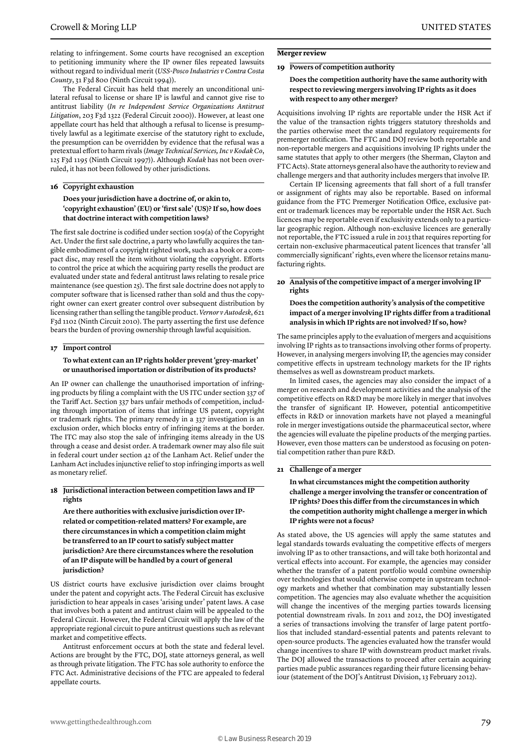relating to infringement. Some courts have recognised an exception to petitioning immunity where the IP owner files repeated lawsuits without regard to individual merit (*USS-Posco Industries v Contra Costa County*, 31 F3d 800 (Ninth Circuit 1994)).

The Federal Circuit has held that merely an unconditional unilateral refusal to license or share IP is lawful and cannot give rise to antitrust liability (*In re Independent Service Organizations Antitrust Litigation*, 203 F3d 1322 (Federal Circuit 2000)). However, at least one appellate court has held that although a refusal to license is presumptively lawful as a legitimate exercise of the statutory right to exclude, the presumption can be overridden by evidence that the refusal was a pretextual effort to harm rivals (*Image Technical Services, Inc v Kodak Co*, 125 F3d 1195 (Ninth Circuit 1997)). Although *Kodak* has not been overruled, it has not been followed by other jurisdictions.

### 16 Copyright exhaustion

**Does your jurisdiction have a doctrine of, or akin to, 'copyright exhaustion' (EU) or 'first sale' (US)? If so, how does that doctrine interact with competition laws?**

The first sale doctrine is codified under section 109(a) of the Copyright Act. Under the first sale doctrine, a party who lawfully acquires the tangible embodiment of a copyright righted work, such as a book or a compact disc, may resell the item without violating the copyright. Efforts to control the price at which the acquiring party resells the product are evaluated under state and federal antitrust laws relating to resale price maintenance (see question 25). The first sale doctrine does not apply to computer software that is licensed rather than sold and thus the copyright owner can exert greater control over subsequent distribution by licensing rather than selling the tangible product. *Vernor v Autodesk*, 621 F3d 1102 (Ninth Circuit 2010). The party asserting the first use defence bears the burden of proving ownership through lawful acquisition.

### 17 Import control

**To what extent can an IP rights holder prevent 'grey-market' or unauthorised importation or distribution of its products?**

An IP owner can challenge the unauthorised importation of infringing products by filing a complaint with the US ITC under section 337 of the Tariff Act. Section 337 bars unfair methods of competition, including through importation of items that infringe US patent, copyright or trademark rights. The primary remedy in a 337 investigation is an exclusion order, which blocks entry of infringing items at the border. The ITC may also stop the sale of infringing items already in the US through a cease and desist order. A trademark owner may also file suit in federal court under section 42 of the Lanham Act. Relief under the Lanham Act includes injunctive relief to stop infringing imports as well as monetary relief.

### 18 Jurisdictional interaction between competition laws and IP rights

**Are there authorities with exclusive jurisdiction over IP-related or competition-related matters? For example, are there circumstances in which a competition claim might be transferred to an IP court to satisfy subject matter jurisdiction? Are there circumstances where the resolution of an IP dispute will be handled by a court of general jurisdiction?**

US district courts have exclusive jurisdiction over claims brought under the patent and copyright acts. The Federal Circuit has exclusive jurisdiction to hear appeals in cases 'arising under' patent laws. A case that involves both a patent and antitrust claim will be appealed to the Federal Circuit. However, the Federal Circuit will apply the law of the appropriate regional circuit to pure antitrust questions such as relevant market and competitive effects.

Antitrust enforcement occurs at both the state and federal level. Actions are brought by the FTC, DOJ, state attorneys general, as well as through private litigation. The FTC has sole authority to enforce the FTC Act. Administrative decisions of the FTC are appealed to federal appellate courts.

## Merger review

### 19 Powers of competition authority

**Does the competition authority have the same authority with respect to reviewing mergers involving IP rights as it does with respect to any other merger?**

Acquisitions involving IP rights are reportable under the HSR Act if the value of the transaction rights triggers statutory thresholds and the parties otherwise meet the standard regulatory requirements for premerger notification. The FTC and DOJ review both reportable and non-reportable mergers and acquisitions involving IP rights under the same statutes that apply to other mergers (the Sherman, Clayton and FTC Acts). State attorneys general also have the authority to review and challenge mergers and that authority includes mergers that involve IP.

Certain IP licensing agreements that fall short of a full transfer or assignment of rights may also be reportable. Based on informal guidance from the FTC Premerger Notification Office, exclusive patent or trademark licences may be reportable under the HSR Act. Such licences may be reportable even if exclusivity extends only to a particular geographic region. Although non-exclusive licences are generally not reportable, the FTC issued a rule in 2013 that requires reporting for certain non-exclusive pharmaceutical patent licences that transfer 'all commercially significant' rights, even where the licensor retains manufacturing rights.

### 20 Analysis of the competitive impact of a merger involving IP rights

**Does the competition authority's analysis of the competitive impact of a merger involving IP rights differ from a traditional analysis in which IP rights are not involved? If so, how?**

The same principles apply to the evaluation of mergers and acquisitions involving IP rights as to transactions involving other forms of property. However, in analysing mergers involving IP, the agencies may consider competitive effects in upstream technology markets for the IP rights themselves as well as downstream product markets.

In limited cases, the agencies may also consider the impact of a merger on research and development activities and the analysis of the competitive effects on R&D may be more likely in merger that involves the transfer of significant IP. However, potential anticompetitive effects in R&D or innovation markets have not played a meaningful role in merger investigations outside the pharmaceutical sector, where the agencies will evaluate the pipeline products of the merging parties. However, even those matters can be understood as focusing on potential competition rather than pure R&D.

### 21 Challenge of a merger

**In what circumstances might the competition authority challenge a merger involving the transfer or concentration of IP rights? Does this differ from the circumstances in which the competition authority might challenge a merger in which IP rights were not a focus?**

As stated above, the US agencies will apply the same statutes and legal standards towards evaluating the competitive effects of mergers involving IP as to other transactions, and will take both horizontal and vertical effects into account. For example, the agencies may consider whether the transfer of a patent portfolio would combine ownership over technologies that would otherwise compete in upstream technology markets and whether that combination may substantially lessen competition. The agencies may also evaluate whether the acquisition will change the incentives of the merging parties towards licensing potential downstream rivals. In 2011 and 2012, the DOJ investigated a series of transactions involving the transfer of large patent portfolios that included standard-essential patents and patents relevant to open-source products. The agencies evaluated how the transfer would change incentives to share IP with downstream product market rivals. The DOJ allowed the transactions to proceed after certain acquiring parties made public assurances regarding their future licensing behaviour (statement of the DOJ's Antitrust Division, 13 February 2012).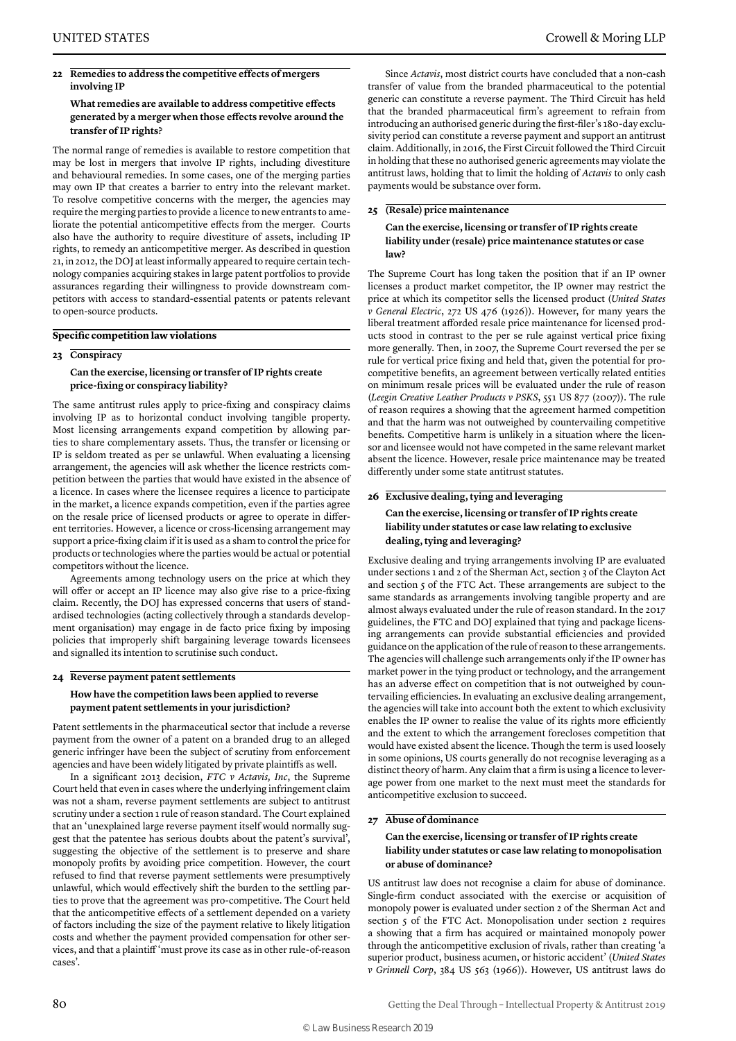### 22 Remedies to address the competitive effects of mergers involving IP

**What remedies are available to address competitive effects generated by a merger when those effects revolve around the transfer of IP rights?**

The normal range of remedies is available to restore competition that may be lost in mergers that involve IP rights, including divestiture and behavioural remedies. In some cases, one of the merging parties may own IP that creates a barrier to entry into the relevant market. To resolve competitive concerns with the merger, the agencies may require the merging parties to provide a licence to new entrants to ameliorate the potential anticompetitive effects from the merger. Courts also have the authority to require divestiture of assets, including IP rights, to remedy an anticompetitive merger. As described in question 21, in 2012, the DOJ at least informally appeared to require certain technology companies acquiring stakes in large patent portfolios to provide assurances regarding their willingness to provide downstream competitors with access to standard-essential patents or patents relevant to open-source products.

## Specific competition law violations

### 23 Conspiracy

**Can the exercise, licensing or transfer of IP rights create price-fixing or conspiracy liability?**

The same antitrust rules apply to price-fixing and conspiracy claims involving IP as to horizontal conduct involving tangible property. Most licensing arrangements expand competition by allowing parties to share complementary assets. Thus, the transfer or licensing or IP is seldom treated as per se unlawful. When evaluating a licensing arrangement, the agencies will ask whether the licence restricts competition between the parties that would have existed in the absence of a licence. In cases where the licensee requires a licence to participate in the market, a licence expands competition, even if the parties agree on the resale price of licensed products or agree to operate in different territories. However, a licence or cross-licensing arrangement may support a price-fixing claim if it is used as a sham to control the price for products or technologies where the parties would be actual or potential competitors without the licence.

Agreements among technology users on the price at which they will offer or accept an IP licence may also give rise to a price-fixing claim. Recently, the DOJ has expressed concerns that users of standardised technologies (acting collectively through a standards development organisation) may engage in de facto price fixing by imposing policies that improperly shift bargaining leverage towards licensees and signalled its intention to scrutinise such conduct.

### 24 Reverse payment patent settlements

**How have the competition laws been applied to reverse payment patent settlements in your jurisdiction?**

Patent settlements in the pharmaceutical sector that include a reverse payment from the owner of a patent on a branded drug to an alleged generic infringer have been the subject of scrutiny from enforcement agencies and have been widely litigated by private plaintiffs as well.

In a significant 2013 decision, *FTC v Actavis, Inc*, the Supreme Court held that even in cases where the underlying infringement claim was not a sham, reverse payment settlements are subject to antitrust scrutiny under a section 1 rule of reason standard. The Court explained that an 'unexplained large reverse payment itself would normally suggest that the patentee has serious doubts about the patent's survival', suggesting the objective of the settlement is to preserve and share monopoly profits by avoiding price competition. However, the court refused to find that reverse payment settlements were presumptively unlawful, which would effectively shift the burden to the settling parties to prove that the agreement was pro-competitive. The Court held that the anticompetitive effects of a settlement depended on a variety of factors including the size of the payment relative to likely litigation costs and whether the payment provided compensation for other services, and that a plaintiff 'must prove its case as in other rule-of-reason cases'.

Since *Actavis*, most district courts have concluded that a non-cash transfer of value from the branded pharmaceutical to the potential generic can constitute a reverse payment. The Third Circuit has held that the branded pharmaceutical firm's agreement to refrain from introducing an authorised generic during the first-filer's 180-day exclusivity period can constitute a reverse payment and support an antitrust claim. Additionally, in 2016, the First Circuit followed the Third Circuit in holding that these no authorised generic agreements may violate the antitrust laws, holding that to limit the holding of *Actavis* to only cash payments would be substance over form.

### 25 (Resale) price maintenance

**Can the exercise, licensing or transfer of IP rights create liability under (resale) price maintenance statutes or case law?**

The Supreme Court has long taken the position that if an IP owner licenses a product market competitor, the IP owner may restrict the price at which its competitor sells the licensed product (*United States v General Electric*, 272 US 476 (1926)). However, for many years the liberal treatment afforded resale price maintenance for licensed products stood in contrast to the per se rule against vertical price fixing more generally. Then, in 2007, the Supreme Court reversed the per se rule for vertical price fixing and held that, given the potential for pro-competitive benefits, an agreement between vertically related entities on minimum resale prices will be evaluated under the rule of reason (*Leegin Creative Leather Products v PSKS*, 551 US 877 (2007)). The rule of reason requires a showing that the agreement harmed competition and that the harm was not outweighed by countervailing competitive benefits. Competitive harm is unlikely in a situation where the licensor and licensee would not have competed in the same relevant market absent the licence. However, resale price maintenance may be treated differently under some state antitrust statutes.

### 26 Exclusive dealing, tying and leveraging

**Can the exercise, licensing or transfer of IP rights create liability under statutes or case law relating to exclusive dealing, tying and leveraging?**

Exclusive dealing and trying arrangements involving IP are evaluated under sections 1 and 2 of the Sherman Act, section 3 of the Clayton Act and section 5 of the FTC Act. These arrangements are subject to the same standards as arrangements involving tangible property and are almost always evaluated under the rule of reason standard. In the 2017 guidelines, the FTC and DOJ explained that tying and package licensing arrangements can provide substantial efficiencies and provided guidance on the application of the rule of reason to these arrangements. The agencies will challenge such arrangements only if the IP owner has market power in the tying product or technology, and the arrangement has an adverse effect on competition that is not outweighed by countervailing efficiencies. In evaluating an exclusive dealing arrangement, the agencies will take into account both the extent to which exclusivity enables the IP owner to realise the value of its rights more efficiently and the extent to which the arrangement forecloses competition that would have existed absent the licence. Though the term is used loosely in some opinions, US courts generally do not recognise leveraging as a distinct theory of harm. Any claim that a firm is using a licence to leverage power from one market to the next must meet the standards for anticompetitive exclusion to succeed.

### 27 Abuse of dominance

**Can the exercise, licensing or transfer of IP rights create liability under statutes or case law relating to monopolisation or abuse of dominance?**

US antitrust law does not recognise a claim for abuse of dominance. Single-firm conduct associated with the exercise or acquisition of monopoly power is evaluated under section 2 of the Sherman Act and section 5 of the FTC Act. Monopolisation under section 2 requires a showing that a firm has acquired or maintained monopoly power through the anticompetitive exclusion of rivals, rather than creating 'a superior product, business acumen, or historic accident' (*United States v Grinnell Corp*, 384 US 563 (1966)). However, US antitrust laws do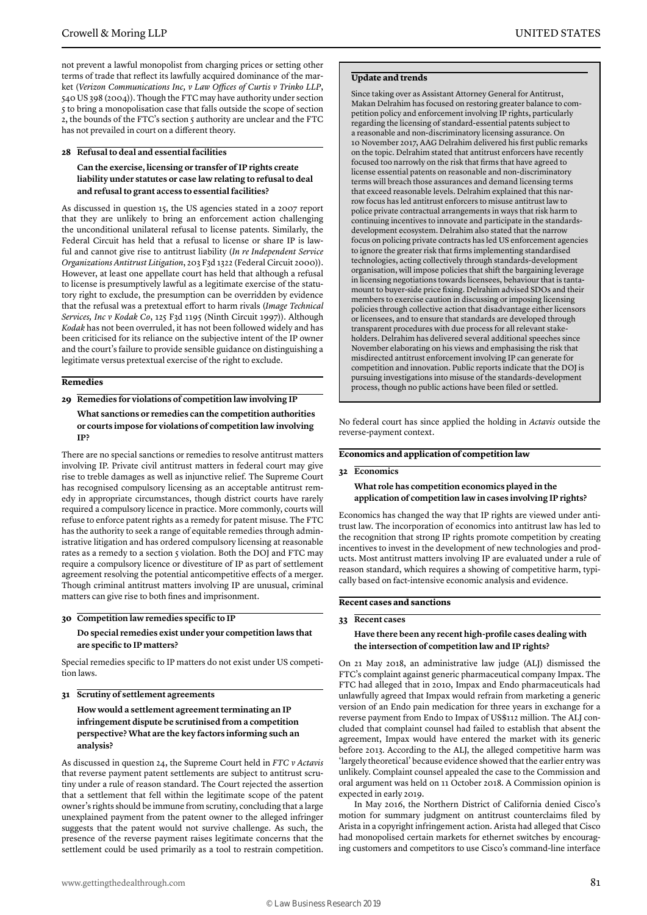not prevent a lawful monopolist from charging prices or setting other terms of trade that reflect its lawfully acquired dominance of the market (*Verizon Communications Inc, v Law Offices of Curtis v Trinko LLP*, 540 US 398 (2004)). Though the FTC may have authority under section 5 to bring a monopolisation case that falls outside the scope of section 2, the bounds of the FTC's section 5 authority are unclear and the FTC has not prevailed in court on a different theory.

### 28 Refusal to deal and essential facilities

**Can the exercise, licensing or transfer of IP rights create liability under statutes or case law relating to refusal to deal and refusal to grant access to essential facilities?**

As discussed in question 15, the US agencies stated in a 2007 report that they are unlikely to bring an enforcement action challenging the unconditional unilateral refusal to license patents. Similarly, the Federal Circuit has held that a refusal to license or share IP is lawful and cannot give rise to antitrust liability (*In re Independent Service Organizations Antitrust Litigation*, 203 F3d 1322 (Federal Circuit 2000)). However, at least one appellate court has held that although a refusal to license is presumptively lawful as a legitimate exercise of the statutory right to exclude, the presumption can be overridden by evidence that the refusal was a pretextual effort to harm rivals (*Image Technical Services, Inc v Kodak Co*, 125 F3d 1195 (Ninth Circuit 1997)). Although *Kodak* has not been overruled, it has not been followed widely and has been criticised for its reliance on the subjective intent of the IP owner and the court's failure to provide sensible guidance on distinguishing a legitimate versus pretextual exercise of the right to exclude.

## Remedies

### 29 Remedies for violations of competition law involving IP

**What sanctions or remedies can the competition authorities or courts impose for violations of competition law involving IP?**

There are no special sanctions or remedies to resolve antitrust matters involving IP. Private civil antitrust matters in federal court may give rise to treble damages as well as injunctive relief. The Supreme Court has recognised compulsory licensing as an acceptable antitrust remedy in appropriate circumstances, though district courts have rarely required a compulsory licence in practice. More commonly, courts will refuse to enforce patent rights as a remedy for patent misuse. The FTC has the authority to seek a range of equitable remedies through administrative litigation and has ordered compulsory licensing at reasonable rates as a remedy to a section 5 violation. Both the DOJ and FTC may require a compulsory licence or divestiture of IP as part of settlement agreement resolving the potential anticompetitive effects of a merger. Though criminal antitrust matters involving IP are unusual, criminal matters can give rise to both fines and imprisonment.

### 30 Competition law remedies specific to IP

**Do special remedies exist under your competition laws that are specific to IP matters?**

Special remedies specific to IP matters do not exist under US competition laws.

### 31 Scrutiny of settlement agreements

**How would a settlement agreement terminating an IP infringement dispute be scrutinised from a competition perspective? What are the key factors informing such an analysis?**

As discussed in question 24, the Supreme Court held in *FTC v Actavis* that reverse payment patent settlements are subject to antitrust scrutiny under a rule of reason standard. The Court rejected the assertion that a settlement that fell within the legitimate scope of the patent owner's rights should be immune from scrutiny, concluding that a large unexplained payment from the patent owner to the alleged infringer suggests that the patent would not survive challenge. As such, the presence of the reverse payment raises legitimate concerns that the settlement could be used primarily as a tool to restrain competition. No federal court has since applied the holding in *Actavis* outside the reverse-payment context.

> **Update and trends**
>
> Since taking over as Assistant Attorney General for Antitrust, Makan Delrahim has focused on restoring greater balance to competition policy and enforcement involving IP rights, particularly regarding the licensing of standard-essential patents subject to a reasonable and non-discriminatory licensing assurance. On 10 November 2017, AAG Delrahim delivered his first public remarks on the topic. Delrahim stated that antitrust enforcers have recently focused too narrowly on the risk that firms that have agreed to license essential patents on reasonable and non-discriminatory terms will breach those assurances and demand licensing terms that exceed reasonable levels. Delrahim explained that this narrow focus has led antitrust enforcers to misuse antitrust law to police private contractual arrangements in ways that risk harm to continuing incentives to innovate and participate in the standards-development ecosystem. Delrahim also stated that the narrow focus on policing private contracts has led US enforcement agencies to ignore the greater risk that firms implementing standardised technologies, acting collectively through standards-development organisation, will impose policies that shift the bargaining leverage in licensing negotiations towards licensees, behaviour that is tantamount to buyer-side price fixing. Delrahim advised SDOs and their members to exercise caution in discussing or imposing licensing policies through collective action that disadvantage either licensors or licensees, and to ensure that standards are developed through transparent procedures with due process for all relevant stakeholders. Delrahim has delivered several additional speeches since November elaborating on his views and emphasising the risk that misdirected antitrust enforcement involving IP can generate for competition and innovation. Public reports indicate that the DOJ is pursuing investigations into misuse of the standards-development process, though no public actions have been filed or settled.

## Economics and application of competition law

### 32 Economics

**What role has competition economics played in the application of competition law in cases involving IP rights?**

Economics has changed the way that IP rights are viewed under antitrust law. The incorporation of economics into antitrust law has led to the recognition that strong IP rights promote competition by creating incentives to invest in the development of new technologies and products. Most antitrust matters involving IP are evaluated under a rule of reason standard, which requires a showing of competitive harm, typically based on fact-intensive economic analysis and evidence.

## Recent cases and sanctions

### 33 Recent cases

**Have there been any recent high-profile cases dealing with the intersection of competition law and IP rights?**

On 21 May 2018, an administrative law judge (ALJ) dismissed the FTC's complaint against generic pharmaceutical company Impax. The FTC had alleged that in 2010, Impax and Endo pharmaceuticals had unlawfully agreed that Impax would refrain from marketing a generic version of an Endo pain medication for three years in exchange for a reverse payment from Endo to Impax of US$112 million. The ALJ concluded that complaint counsel had failed to establish that absent the agreement, Impax would have entered the market with its generic before 2013. According to the ALJ, the alleged competitive harm was 'largely theoretical' because evidence showed that the earlier entry was unlikely. Complaint counsel appealed the case to the Commission and oral argument was held on 11 October 2018. A Commission opinion is expected in early 2019.

In May 2016, the Northern District of California denied Cisco's motion for summary judgment on antitrust counterclaims filed by Arista in a copyright infringement action. Arista had alleged that Cisco had monopolised certain markets for ethernet switches by encouraging customers and competitors to use Cisco's command-line interface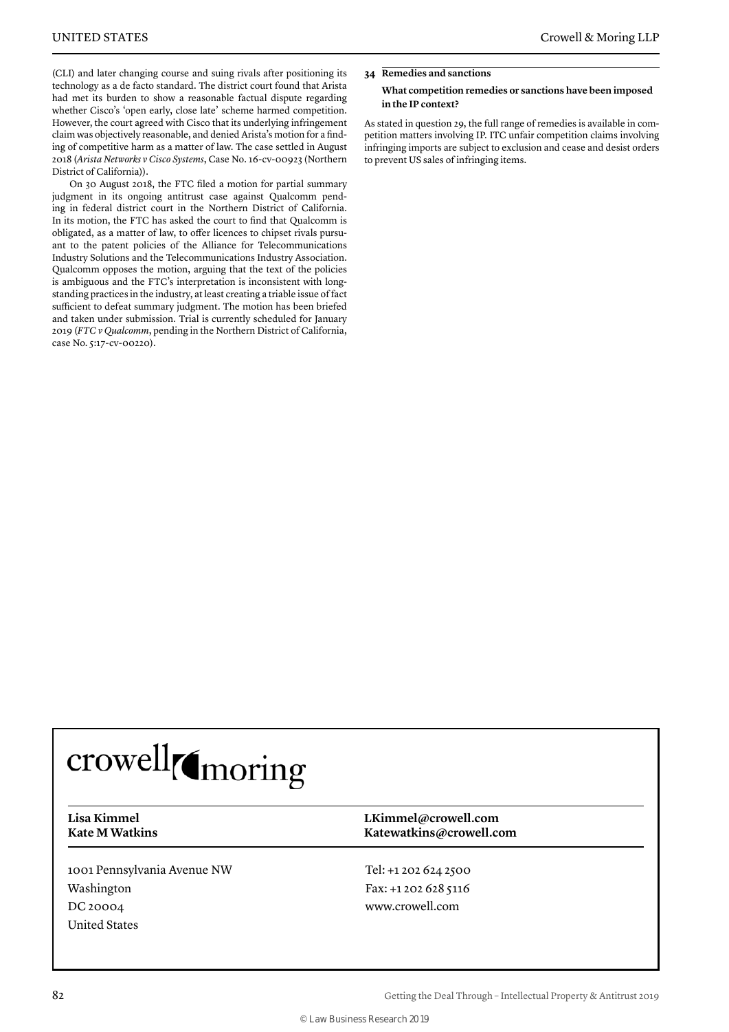(CLI) and later changing course and suing rivals after positioning its technology as a de facto standard. The district court found that Arista had met its burden to show a reasonable factual dispute regarding whether Cisco's 'open early, close late' scheme harmed competition. However, the court agreed with Cisco that its underlying infringement claim was objectively reasonable, and denied Arista's motion for a finding of competitive harm as a matter of law. The case settled in August 2018 (*Arista Networks v Cisco Systems*, Case No. 16-cv-00923 (Northern District of California)).

On 30 August 2018, the FTC filed a motion for partial summary judgment in its ongoing antitrust case against Qualcomm pending in federal district court in the Northern District of California. In its motion, the FTC has asked the court to find that Qualcomm is obligated, as a matter of law, to offer licences to chipset rivals pursuant to the patent policies of the Alliance for Telecommunications Industry Solutions and the Telecommunications Industry Association. Qualcomm opposes the motion, arguing that the text of the policies is ambiguous and the FTC's interpretation is inconsistent with long-standing practices in the industry, at least creating a triable issue of fact sufficient to defeat summary judgment. The motion has been briefed and taken under submission. Trial is currently scheduled for January 2019 (*FTC v Qualcomm*, pending in the Northern District of California, case No. 5:17-cv-00220).

### 34 Remedies and sanctions

**What competition remedies or sanctions have been imposed in the IP context?**

As stated in question 29, the full range of remedies is available in competition matters involving IP. ITC unfair competition claims involving infringing imports are subject to exclusion and cease and desist orders to prevent US sales of infringing items.

crowell moring

| | |
|---|---|
| **Lisa Kimmel** | **LKimmel@crowell.com** |
| **Kate M Watkins** | **Katewatkins@crowell.com** |

1001 Pennsylvania Avenue NW
Washington
DC 20004
United States

Tel: +1 202 624 2500
Fax: +1 202 628 5116
www.crowell.com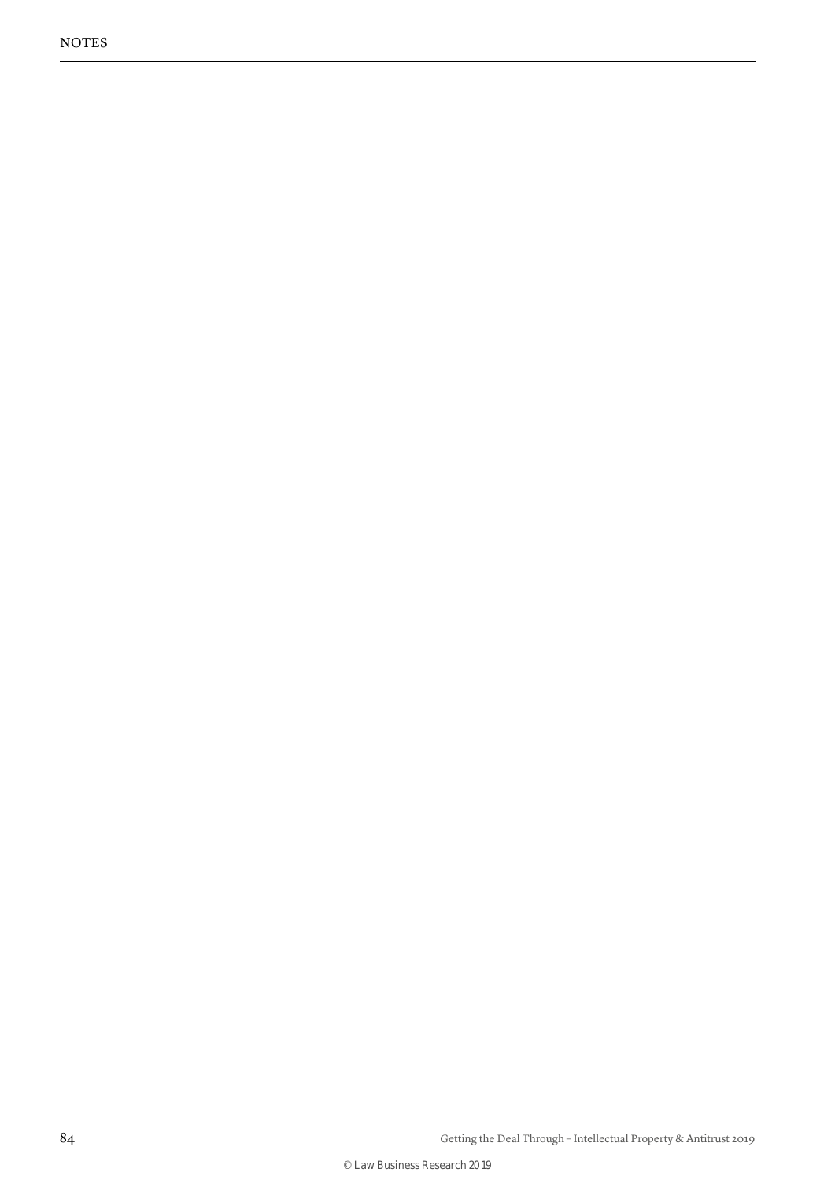NOTES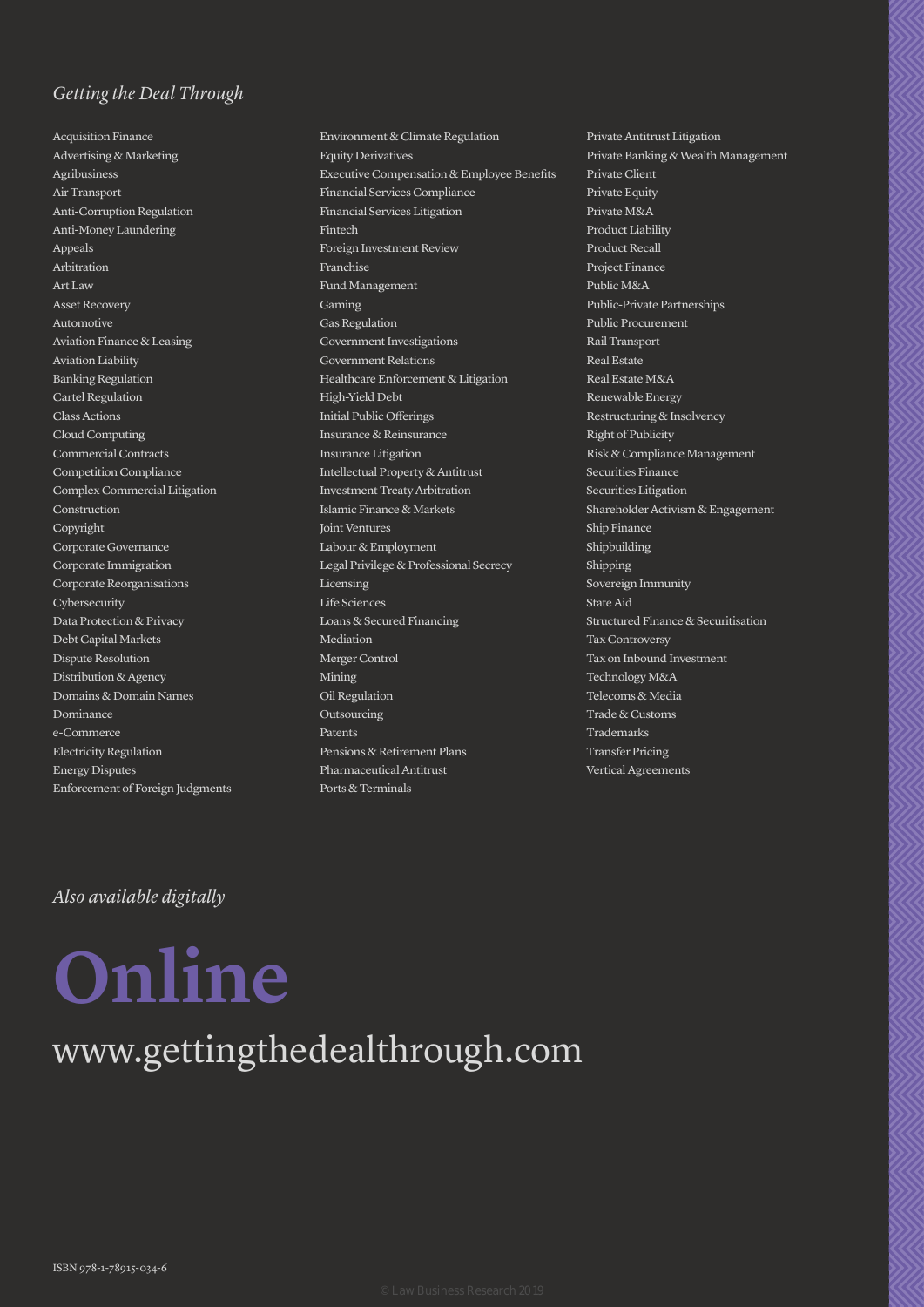*Getting the Deal Through*

Acquisition Finance
Advertising & Marketing
Agribusiness
Air Transport
Anti-Corruption Regulation
Anti-Money Laundering
Appeals
Arbitration
Art Law
Asset Recovery
Automotive
Aviation Finance & Leasing
Aviation Liability
Banking Regulation
Cartel Regulation
Class Actions
Cloud Computing
Commercial Contracts
Competition Compliance
Complex Commercial Litigation
Construction
Copyright
Corporate Governance
Corporate Immigration
Corporate Reorganisations
Cybersecurity
Data Protection & Privacy
Debt Capital Markets
Dispute Resolution
Distribution & Agency
Domains & Domain Names
Dominance
e-Commerce
Electricity Regulation
Energy Disputes
Enforcement of Foreign Judgments
Environment & Climate Regulation
Equity Derivatives
Executive Compensation & Employee Benefits
Financial Services Compliance
Financial Services Litigation
Fintech
Foreign Investment Review
Franchise
Fund Management
Gaming
Gas Regulation
Government Investigations
Government Relations
Healthcare Enforcement & Litigation
High-Yield Debt
Initial Public Offerings
Insurance & Reinsurance
Insurance Litigation
Intellectual Property & Antitrust
Investment Treaty Arbitration
Islamic Finance & Markets
Joint Ventures
Labour & Employment
Legal Privilege & Professional Secrecy
Licensing
Life Sciences
Loans & Secured Financing
Mediation
Merger Control
Mining
Oil Regulation
Outsourcing
Patents
Pensions & Retirement Plans
Pharmaceutical Antitrust
Ports & Terminals
Private Antitrust Litigation
Private Banking & Wealth Management
Private Client
Private Equity
Private M&A
Product Liability
Product Recall
Project Finance
Public M&A
Public-Private Partnerships
Public Procurement
Rail Transport
Real Estate
Real Estate M&A
Renewable Energy
Restructuring & Insolvency
Right of Publicity
Risk & Compliance Management
Securities Finance
Securities Litigation
Shareholder Activism & Engagement
Ship Finance
Shipbuilding
Shipping
Sovereign Immunity
State Aid
Structured Finance & Securitisation
Tax Controversy
Tax on Inbound Investment
Technology M&A
Telecoms & Media
Trade & Customs
Trademarks
Transfer Pricing
Vertical Agreements

*Also available digitally*

# Online

www.gettingthedealthrough.com

ISBN 978-1-78915-034-6

© Law Business Research 2019